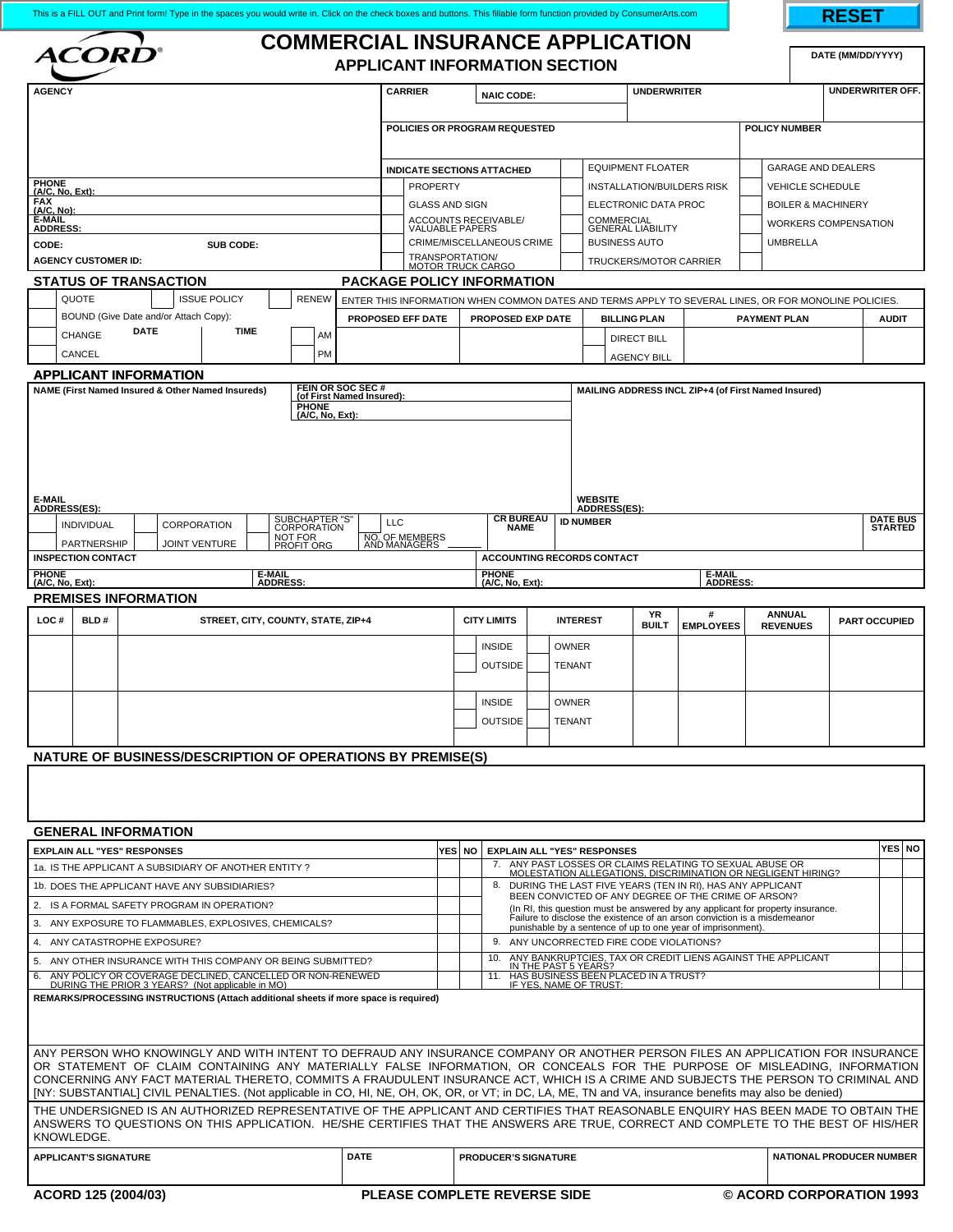This is a FILL OUT and Print form! Type in the spaces you would write in. Click on the check boxes and buttons. This fillable form function provided by ConsumerArts.com

RESET

ACORD®

# COMMERCIAL INSURANCE APPLICATION
## APPLICANT INFORMATION SECTION

DATE (MM/DD/YYYY)

| AGENCY | CARRIER | NAIC CODE: | UNDERWRITER | UNDERWRITER OFF. |
|---|---|---|---|---|
| | POLICIES OR PROGRAM REQUESTED | | | POLICY NUMBER |

PHONE (A/C, No, Ext):
FAX (A/C, No):
E-MAIL ADDRESS:
CODE: SUB CODE:
AGENCY CUSTOMER ID:

**INDICATE SECTIONS ATTACHED**

| | | |
|---|---|---|
| ☐ PROPERTY | ☐ EQUIPMENT FLOATER | ☐ GARAGE AND DEALERS |
| ☐ GLASS AND SIGN | ☐ INSTALLATION/BUILDERS RISK | ☐ VEHICLE SCHEDULE |
| ☐ ACCOUNTS RECEIVABLE/ VALUABLE PAPERS | ☐ ELECTRONIC DATA PROC | ☐ BOILER & MACHINERY |
| ☐ CRIME/MISCELLANEOUS CRIME | ☐ COMMERCIAL GENERAL LIABILITY | ☐ WORKERS COMPENSATION |
| ☐ TRANSPORTATION/ MOTOR TRUCK CARGO | ☐ BUSINESS AUTO | ☐ UMBRELLA |
| | ☐ TRUCKERS/MOTOR CARRIER | |

### STATUS OF TRANSACTION

| | | |
|---|---|---|
| ☐ QUOTE | ☐ ISSUE POLICY | ☐ RENEW |
| ☐ BOUND (Give Date and/or Attach Copy): | | |
| ☐ CHANGE | DATE | TIME ☐ AM |
| ☐ CANCEL | | ☐ PM |

### PACKAGE POLICY INFORMATION

ENTER THIS INFORMATION WHEN COMMON DATES AND TERMS APPLY TO SEVERAL LINES, OR FOR MONOLINE POLICIES.

| PROPOSED EFF DATE | PROPOSED EXP DATE | BILLING PLAN | PAYMENT PLAN | AUDIT |
|---|---|---|---|---|
| | | ☐ DIRECT BILL | | |
| | | ☐ AGENCY BILL | | |

### APPLICANT INFORMATION

| NAME (First Named Insured & Other Named Insureds) | FEIN OR SOC SEC # (of First Named Insured): | MAILING ADDRESS INCL ZIP+4 (of First Named Insured) |
|---|---|---|
| | PHONE (A/C, No, Ext): | |
| E-MAIL ADDRESS(ES): | | WEBSITE ADDRESS(ES): |

| | | | | | | |
|---|---|---|---|---|---|---|
| ☐ INDIVIDUAL | ☐ CORPORATION | ☐ SUBCHAPTER "S" CORPORATION | ☐ LLC | CR BUREAU NAME | ID NUMBER | DATE BUS STARTED |
| ☐ PARTNERSHIP | ☐ JOINT VENTURE | ☐ NOT FOR PROFIT ORG | NO. OF MEMBERS AND MANAGERS ______ | | | |

| INSPECTION CONTACT | | ACCOUNTING RECORDS CONTACT | |
|---|---|---|---|
| PHONE (A/C, No, Ext): | E-MAIL ADDRESS: | PHONE (A/C, No, Ext): | E-MAIL ADDRESS: |

### PREMISES INFORMATION

| LOC # | BLD # | STREET, CITY, COUNTY, STATE, ZIP+4 | CITY LIMITS | INTEREST | YR BUILT | # EMPLOYEES | ANNUAL REVENUES | PART OCCUPIED |
|---|---|---|---|---|---|---|---|---|
| | | | ☐ INSIDE ☐ OUTSIDE | ☐ OWNER ☐ TENANT | | | | |
| | | | ☐ INSIDE ☐ OUTSIDE | ☐ OWNER ☐ TENANT | | | | |

### NATURE OF BUSINESS/DESCRIPTION OF OPERATIONS BY PREMISE(S)

### GENERAL INFORMATION

| EXPLAIN ALL "YES" RESPONSES | YES | NO | EXPLAIN ALL "YES" RESPONSES | YES | NO |
|---|---|---|---|---|---|
| 1a. IS THE APPLICANT A SUBSIDIARY OF ANOTHER ENTITY ? | | | 7. ANY PAST LOSSES OR CLAIMS RELATING TO SEXUAL ABUSE OR MOLESTATION ALLEGATIONS, DISCRIMINATION OR NEGLIGENT HIRING? | | |
| 1b. DOES THE APPLICANT HAVE ANY SUBSIDIARIES? | | | 8. DURING THE LAST FIVE YEARS (TEN IN RI), HAS ANY APPLICANT BEEN CONVICTED OF ANY DEGREE OF THE CRIME OF ARSON? (In RI, this question must be answered by any applicant for property insurance. Failure to disclose the existence of an arson conviction is a misdemeanor punishable by a sentence of up to one year of imprisonment). | | |
| 2. IS A FORMAL SAFETY PROGRAM IN OPERATION? | | | | | |
| 3. ANY EXPOSURE TO FLAMMABLES, EXPLOSIVES, CHEMICALS? | | | | | |
| 4. ANY CATASTROPHE EXPOSURE? | | | 9. ANY UNCORRECTED FIRE CODE VIOLATIONS? | | |
| 5. ANY OTHER INSURANCE WITH THIS COMPANY OR BEING SUBMITTED? | | | 10. ANY BANKRUPTCIES, TAX OR CREDIT LIENS AGAINST THE APPLICANT IN THE PAST 5 YEARS? | | |
| 6. ANY POLICY OR COVERAGE DECLINED, CANCELLED OR NON-RENEWED DURING THE PRIOR 3 YEARS? (Not applicable in MO) | | | 11. HAS BUSINESS BEEN PLACED IN A TRUST? IF YES, NAME OF TRUST: | | |

REMARKS/PROCESSING INSTRUCTIONS (Attach additional sheets if more space is required)

ANY PERSON WHO KNOWINGLY AND WITH INTENT TO DEFRAUD ANY INSURANCE COMPANY OR ANOTHER PERSON FILES AN APPLICATION FOR INSURANCE OR STATEMENT OF CLAIM CONTAINING ANY MATERIALLY FALSE INFORMATION, OR CONCEALS FOR THE PURPOSE OF MISLEADING, INFORMATION CONCERNING ANY FACT MATERIAL THERETO, COMMITS A FRAUDULENT INSURANCE ACT, WHICH IS A CRIME AND SUBJECTS THE PERSON TO CRIMINAL AND [NY: SUBSTANTIAL] CIVIL PENALTIES. (Not applicable in CO, HI, NE, OH, OK, OR, or VT; in DC, LA, ME, TN and VA, insurance benefits may also be denied)

THE UNDERSIGNED IS AN AUTHORIZED REPRESENTATIVE OF THE APPLICANT AND CERTIFIES THAT REASONABLE ENQUIRY HAS BEEN MADE TO OBTAIN THE ANSWERS TO QUESTIONS ON THIS APPLICATION. HE/SHE CERTIFIES THAT THE ANSWERS ARE TRUE, CORRECT AND COMPLETE TO THE BEST OF HIS/HER KNOWLEDGE.

| APPLICANT'S SIGNATURE | DATE | PRODUCER'S SIGNATURE | NATIONAL PRODUCER NUMBER |
|---|---|---|---|
| | | | |

ACORD 125 (2004/03) PLEASE COMPLETE REVERSE SIDE © ACORD CORPORATION 1993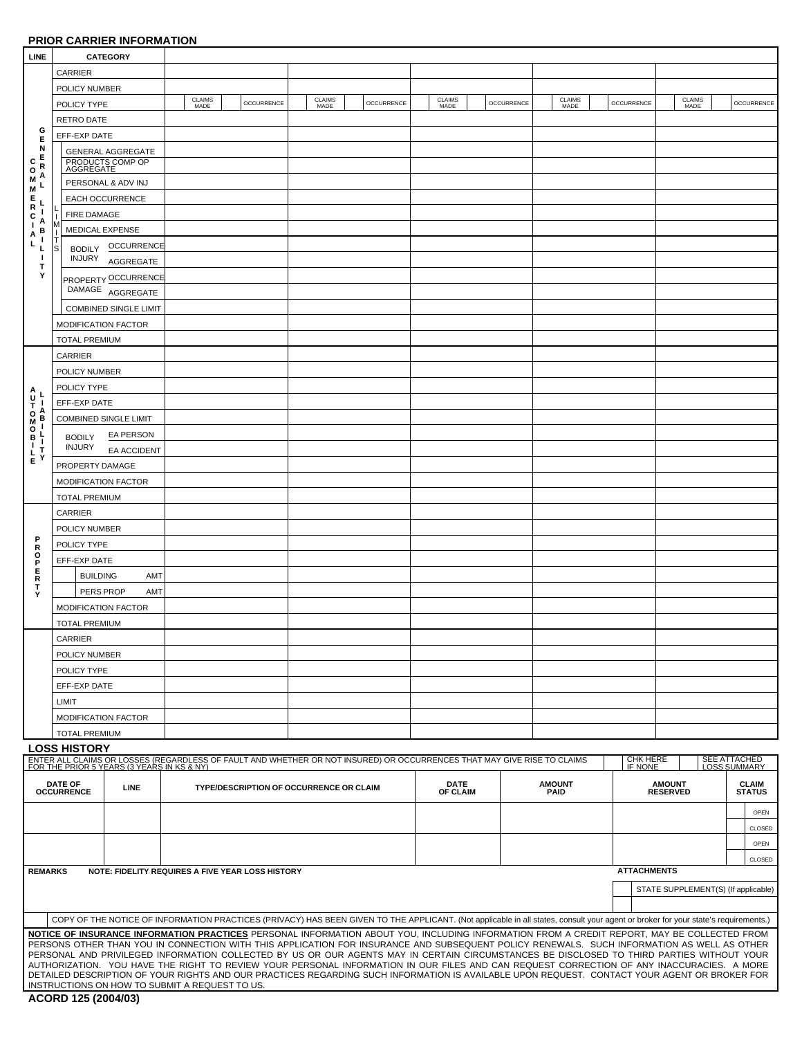## PRIOR CARRIER INFORMATION

| LINE | CATEGORY | | | | | | | | | | | |
|---|---|---|---|---|---|---|---|---|---|---|---|---|
| GENERAL LIABILITY / COMMERCIAL | CARRIER | | | | | | | | | | | |
| | POLICY NUMBER | | | | | | | | | | | |
| | POLICY TYPE | CLAIMS MADE | OCCURRENCE | CLAIMS MADE | OCCURRENCE | CLAIMS MADE | OCCURRENCE | CLAIMS MADE | OCCURRENCE | CLAIMS MADE | OCCURRENCE | |
| | RETRO DATE | | | | | | | | | | | |
| | EFF-EXP DATE | | | | | | | | | | | |
| | LIMITS: GENERAL AGGREGATE | | | | | | | | | | | |
| | LIMITS: PRODUCTS COMP OP AGGREGATE | | | | | | | | | | | |
| | LIMITS: PERSONAL & ADV INJ | | | | | | | | | | | |
| | LIMITS: EACH OCCURRENCE | | | | | | | | | | | |
| | LIMITS: FIRE DAMAGE | | | | | | | | | | | |
| | LIMITS: MEDICAL EXPENSE | | | | | | | | | | | |
| | LIMITS: BODILY INJURY OCCURRENCE | | | | | | | | | | | |
| | LIMITS: BODILY INJURY AGGREGATE | | | | | | | | | | | |
| | LIMITS: PROPERTY DAMAGE OCCURRENCE | | | | | | | | | | | |
| | LIMITS: PROPERTY DAMAGE AGGREGATE | | | | | | | | | | | |
| | LIMITS: COMBINED SINGLE LIMIT | | | | | | | | | | | |
| | MODIFICATION FACTOR | | | | | | | | | | | |
| | TOTAL PREMIUM | | | | | | | | | | | |
| AUTOMOBILE LIABILITY | CARRIER | | | | | | | | | | | |
| | POLICY NUMBER | | | | | | | | | | | |
| | POLICY TYPE | | | | | | | | | | | |
| | EFF-EXP DATE | | | | | | | | | | | |
| | COMBINED SINGLE LIMIT | | | | | | | | | | | |
| | BODILY INJURY EA PERSON | | | | | | | | | | | |
| | BODILY INJURY EA ACCIDENT | | | | | | | | | | | |
| | PROPERTY DAMAGE | | | | | | | | | | | |
| | MODIFICATION FACTOR | | | | | | | | | | | |
| | TOTAL PREMIUM | | | | | | | | | | | |
| PROPERTY | CARRIER | | | | | | | | | | | |
| | POLICY NUMBER | | | | | | | | | | | |
| | POLICY TYPE | | | | | | | | | | | |
| | EFF-EXP DATE | | | | | | | | | | | |
| | BUILDING AMT | | | | | | | | | | | |
| | PERS PROP AMT | | | | | | | | | | | |
| | MODIFICATION FACTOR | | | | | | | | | | | |
| | TOTAL PREMIUM | | | | | | | | | | | |
| | CARRIER | | | | | | | | | | | |
| | POLICY NUMBER | | | | | | | | | | | |
| | POLICY TYPE | | | | | | | | | | | |
| | EFF-EXP DATE | | | | | | | | | | | |
| | LIMIT | | | | | | | | | | | |
| | MODIFICATION FACTOR | | | | | | | | | | | |
| | TOTAL PREMIUM | | | | | | | | | | | |

## LOSS HISTORY

ENTER ALL CLAIMS OR LOSSES (REGARDLESS OF FAULT AND WHETHER OR NOT INSURED) OR OCCURRENCES THAT MAY GIVE RISE TO CLAIMS FOR THE PRIOR 5 YEARS (3 YEARS IN KS & NY) ☐ CHK HERE IF NONE ☐ SEE ATTACHED LOSS SUMMARY

| DATE OF OCCURRENCE | LINE | TYPE/DESCRIPTION OF OCCURRENCE OR CLAIM | DATE OF CLAIM | AMOUNT PAID | AMOUNT RESERVED | CLAIM STATUS |
|---|---|---|---|---|---|---|
| | | | | | | OPEN / CLOSED |
| | | | | | | OPEN / CLOSED |

**REMARKS** **NOTE: FIDELITY REQUIRES A FIVE YEAR LOSS HISTORY**

**ATTACHMENTS**

☐ STATE SUPPLEMENT(S) (If applicable)

☐

☐ COPY OF THE NOTICE OF INFORMATION PRACTICES (PRIVACY) HAS BEEN GIVEN TO THE APPLICANT. (Not applicable in all states, consult your agent or broker for your state's requirements.)

**NOTICE OF INSURANCE INFORMATION PRACTICES** PERSONAL INFORMATION ABOUT YOU, INCLUDING INFORMATION FROM A CREDIT REPORT, MAY BE COLLECTED FROM PERSONS OTHER THAN YOU IN CONNECTION WITH THIS APPLICATION FOR INSURANCE AND SUBSEQUENT POLICY RENEWALS. SUCH INFORMATION AS WELL AS OTHER PERSONAL AND PRIVILEGED INFORMATION COLLECTED BY US OR OUR AGENTS MAY IN CERTAIN CIRCUMSTANCES BE DISCLOSED TO THIRD PARTIES WITHOUT YOUR AUTHORIZATION. YOU HAVE THE RIGHT TO REVIEW YOUR PERSONAL INFORMATION IN OUR FILES AND CAN REQUEST CORRECTION OF ANY INACCURACIES. A MORE DETAILED DESCRIPTION OF YOUR RIGHTS AND OUR PRACTICES REGARDING SUCH INFORMATION IS AVAILABLE UPON REQUEST. CONTACT YOUR AGENT OR BROKER FOR INSTRUCTIONS ON HOW TO SUBMIT A REQUEST TO US.

**ACORD 125 (2004/03)**